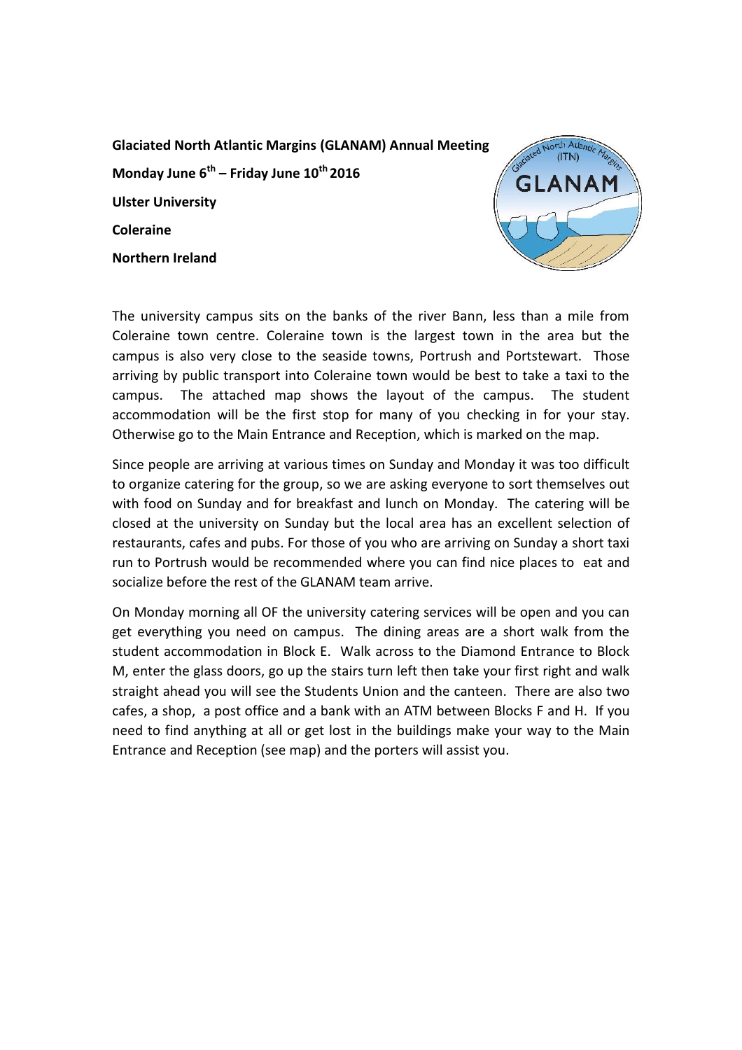**Glaciated North Atlantic Margins (GLANAM) Annual Meeting**

**Monday June 6th – Friday June 10th 2016**

**Ulster University**

**Coleraine**

**Northern Ireland**

The university campus sits on the banks of the river Bann, less than a mile from Coleraine town centre. Coleraine town is the largest town in the area but the campus is also very close to the seaside towns, Portrush and Portstewart. Those arriving by public transport into Coleraine town would be best to take a taxi to the campus. The attached map shows the layout of the campus. The student accommodation will be the first stop for many of you checking in for your stay. Otherwise go to the Main Entrance and Reception, which is marked on the map.

Since people are arriving at various times on Sunday and Monday it was too difficult to organize catering for the group, so we are asking everyone to sort themselves out with food on Sunday and for breakfast and lunch on Monday. The catering will be closed at the university on Sunday but the local area has an excellent selection of restaurants, cafes and pubs. For those of you who are arriving on Sunday a short taxi run to Portrush would be recommended where you can find nice places to eat and socialize before the rest of the GLANAM team arrive.

On Monday morning all OF the university catering services will be open and you can get everything you need on campus. The dining areas are a short walk from the student accommodation in Block E. Walk across to the Diamond Entrance to Block M, enter the glass doors, go up the stairs turn left then take your first right and walk straight ahead you will see the Students Union and the canteen. There are also two cafes, a shop, a post office and a bank with an ATM between Blocks F and H. If you need to find anything at all or get lost in the buildings make your way to the Main Entrance and Reception (see map) and the porters will assist you.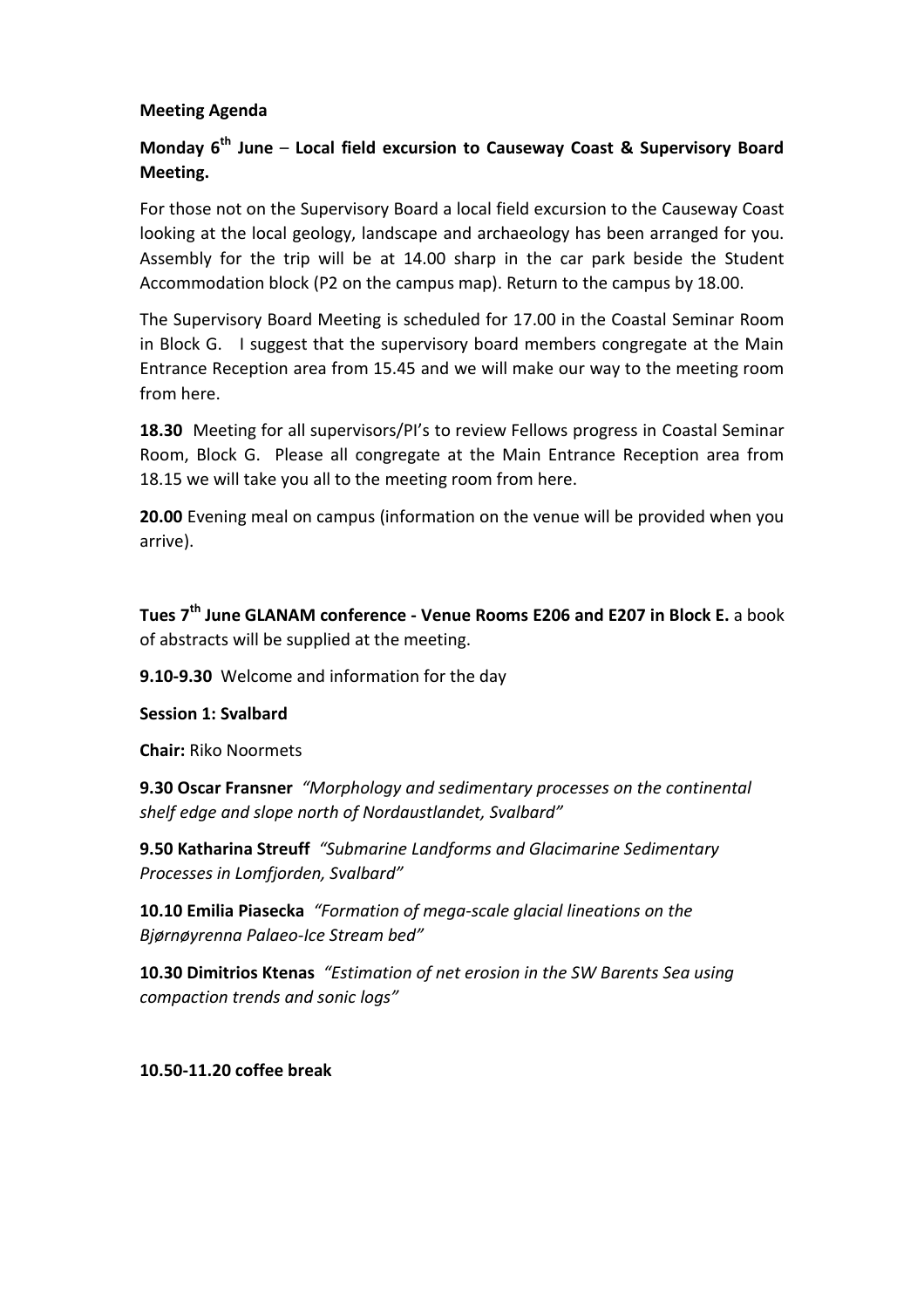**Meeting Agenda**

**Monday 6th June – Local field excursion to Causeway Coast & Supervisory Board Meeting.**

For those not on the Supervisory Board a local field excursion to the Causeway Coast looking at the local geology, landscape and archaeology has been arranged for you. Assembly for the trip will be at 14.00 sharp in the car park beside the Student Accommodation block (P2 on the campus map). Return to the campus by 18.00.

The Supervisory Board Meeting is scheduled for 17.00 in the Coastal Seminar Room in Block G. I suggest that the supervisory board members congregate at the Main Entrance Reception area from 15.45 and we will make our way to the meeting room from here.

**18.30** Meeting for all supervisors/PI's to review Fellows progress in Coastal Seminar Room, Block G. Please all congregate at the Main Entrance Reception area from 18.15 we will take you all to the meeting room from here.

**20.00** Evening meal on campus (information on the venue will be provided when you arrive).

**Tues 7th June GLANAM conference - Venue Rooms E206 and E207 in Block E.** a book of abstracts will be supplied at the meeting.

**9.10-9.30** Welcome and information for the day

**Session 1: Svalbard**

**Chair:** Riko Noormets

**9.30 Oscar Fransner** *"Morphology and sedimentary processes on the continental shelf edge and slope north of Nordaustlandet, Svalbard"*

**9.50 Katharina Streuff** *"Submarine Landforms and Glacimarine Sedimentary Processes in Lomfjorden, Svalbard"*

**10.10 Emilia Piasecka** *"Formation of mega-scale glacial lineations on the Bjørnøyrenna Palaeo-Ice Stream bed"*

**10.30 Dimitrios Ktenas** *"Estimation of net erosion in the SW Barents Sea using compaction trends and sonic logs"*

**10.50-11.20 coffee break**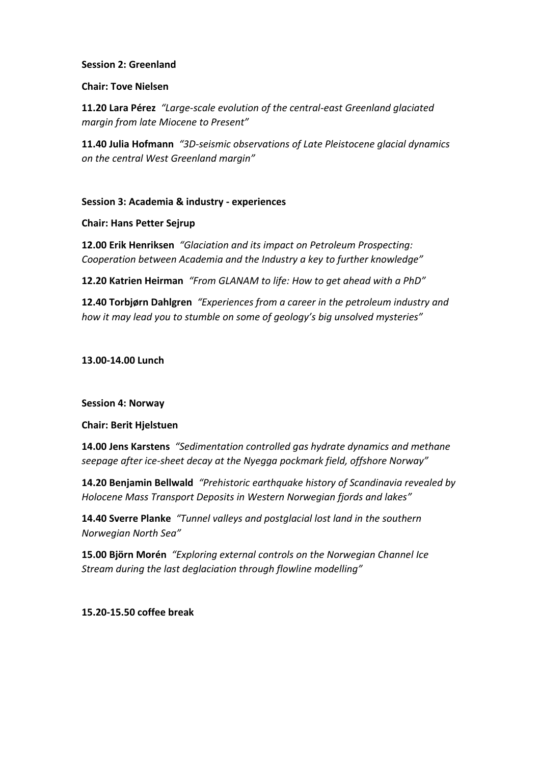**Session 2: Greenland**

**Chair: Tove Nielsen**

**11.20 Lara Pérez** *"Large-scale evolution of the central-east Greenland glaciated margin from late Miocene to Present"*

**11.40 Julia Hofmann** *"3D-seismic observations of Late Pleistocene glacial dynamics on the central West Greenland margin"*

**Session 3: Academia & industry - experiences**

**Chair: Hans Petter Sejrup**

**12.00 Erik Henriksen** *"Glaciation and its impact on Petroleum Prospecting: Cooperation between Academia and the Industry a key to further knowledge"*

**12.20 Katrien Heirman** *"From GLANAM to life: How to get ahead with a PhD"*

**12.40 Torbjørn Dahlgren** *"Experiences from a career in the petroleum industry and how it may lead you to stumble on some of geology's big unsolved mysteries"*

**13.00-14.00 Lunch**

**Session 4: Norway**

**Chair: Berit Hjelstuen**

**14.00 Jens Karstens** *"Sedimentation controlled gas hydrate dynamics and methane seepage after ice-sheet decay at the Nyegga pockmark field, offshore Norway"*

**14.20 Benjamin Bellwald** *"Prehistoric earthquake history of Scandinavia revealed by Holocene Mass Transport Deposits in Western Norwegian fjords and lakes"*

**14.40 Sverre Planke** *"Tunnel valleys and postglacial lost land in the southern Norwegian North Sea"*

**15.00 Björn Morén** *"Exploring external controls on the Norwegian Channel Ice Stream during the last deglaciation through flowline modelling"*

**15.20-15.50 coffee break**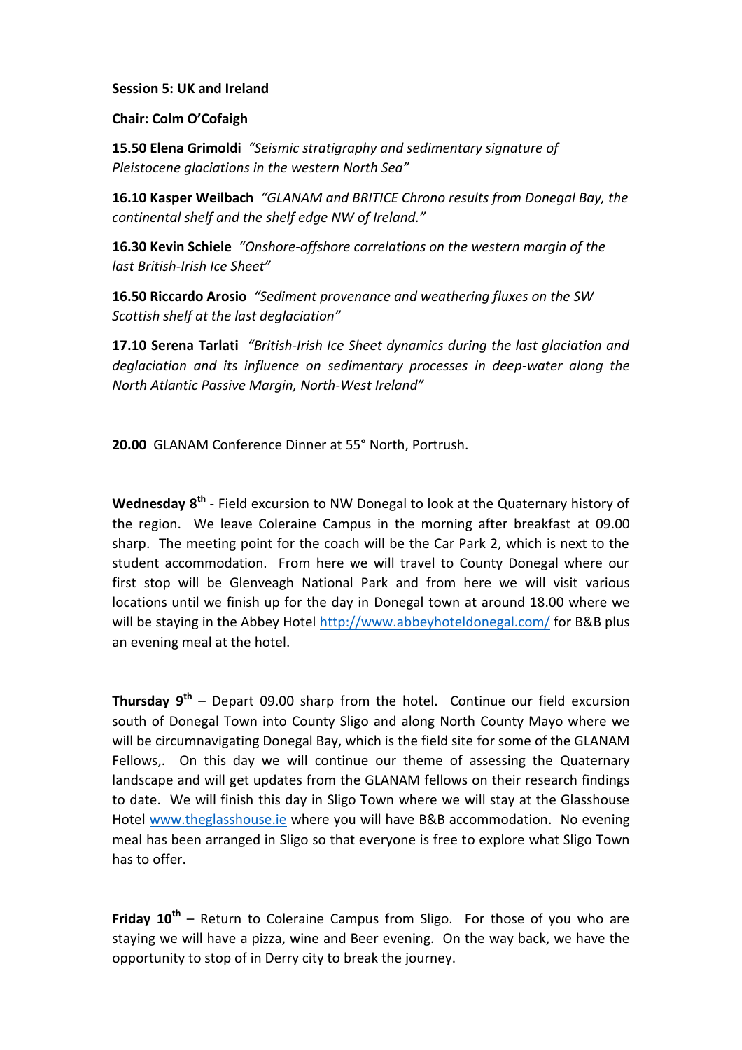**Session 5: UK and Ireland**

**Chair: Colm O'Cofaigh**

**15.50 Elena Grimoldi** *"Seismic stratigraphy and sedimentary signature of Pleistocene glaciations in the western North Sea"*

**16.10 Kasper Weilbach** *"GLANAM and BRITICE Chrono results from Donegal Bay, the continental shelf and the shelf edge NW of Ireland."*

**16.30 Kevin Schiele** *"Onshore-offshore correlations on the western margin of the last British-Irish Ice Sheet"*

**16.50 Riccardo Arosio** *"Sediment provenance and weathering fluxes on the SW Scottish shelf at the last deglaciation"*

**17.10 Serena Tarlati** *"British-Irish Ice Sheet dynamics during the last glaciation and deglaciation and its influence on sedimentary processes in deep-water along the North Atlantic Passive Margin, North-West Ireland"*

**20.00** GLANAM Conference Dinner at 55° North, Portrush.

**Wednesday 8th** - Field excursion to NW Donegal to look at the Quaternary history of the region. We leave Coleraine Campus in the morning after breakfast at 09.00 sharp. The meeting point for the coach will be the Car Park 2, which is next to the student accommodation. From here we will travel to County Donegal where our first stop will be Glenveagh National Park and from here we will visit various locations until we finish up for the day in Donegal town at around 18.00 where we will be staying in the Abbey Hotel http://www.abbeyhoteldonegal.com/ for B&B plus an evening meal at the hotel.

**Thursday 9th** – Depart 09.00 sharp from the hotel. Continue our field excursion south of Donegal Town into County Sligo and along North County Mayo where we will be circumnavigating Donegal Bay, which is the field site for some of the GLANAM Fellows,. On this day we will continue our theme of assessing the Quaternary landscape and will get updates from the GLANAM fellows on their research findings to date. We will finish this day in Sligo Town where we will stay at the Glasshouse Hotel www.theglasshouse.ie where you will have B&B accommodation. No evening meal has been arranged in Sligo so that everyone is free to explore what Sligo Town has to offer.

**Friday 10th** – Return to Coleraine Campus from Sligo. For those of you who are staying we will have a pizza, wine and Beer evening. On the way back, we have the opportunity to stop of in Derry city to break the journey.